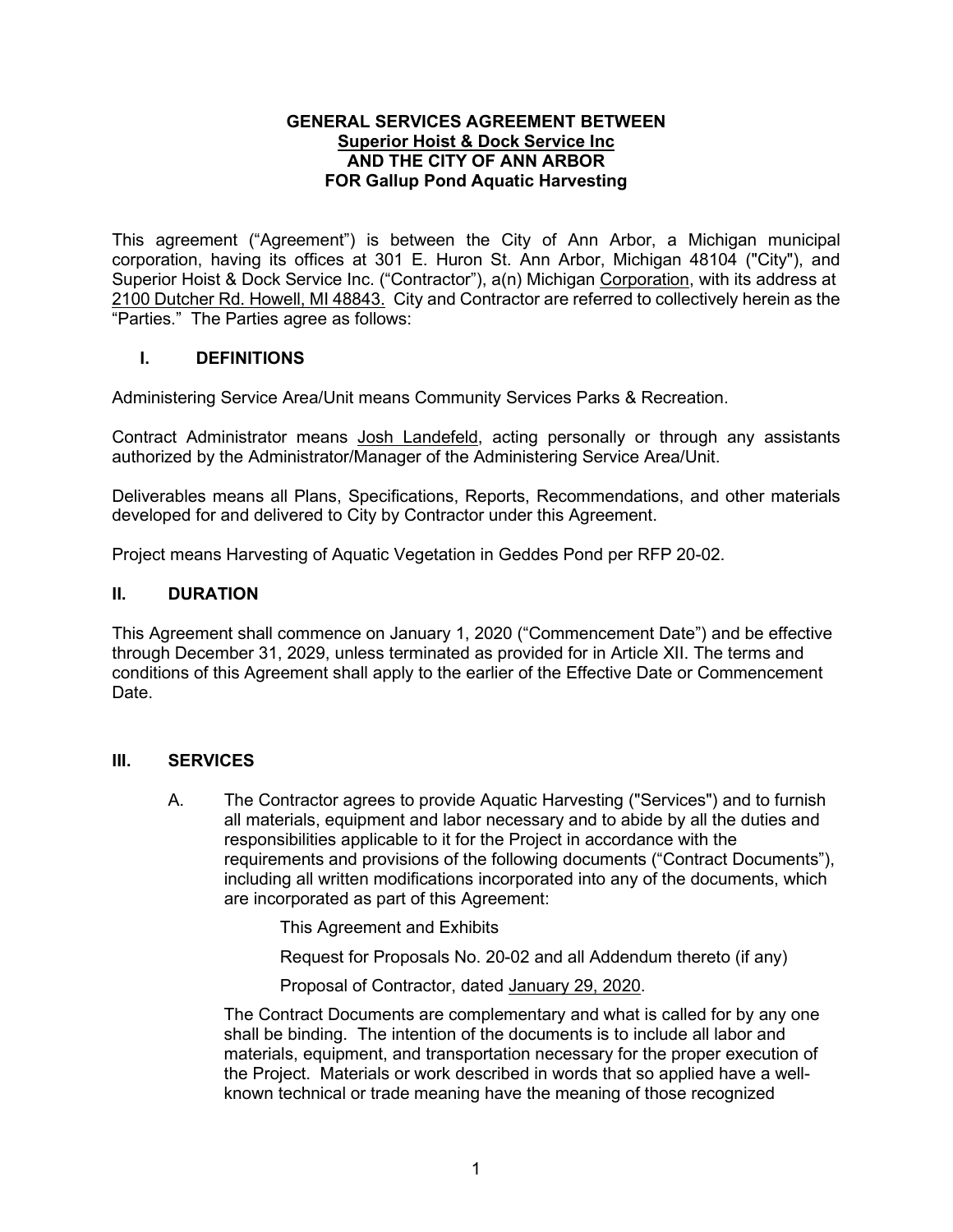**GENERAL SERVICES AGREEMENT BETWEEN**
**Superior Hoist & Dock Service Inc**
**AND THE CITY OF ANN ARBOR**
**FOR Gallup Pond Aquatic Harvesting**

This agreement ("Agreement") is between the City of Ann Arbor, a Michigan municipal corporation, having its offices at 301 E. Huron St. Ann Arbor, Michigan 48104 ("City"), and Superior Hoist & Dock Service Inc. ("Contractor"), a(n) Michigan Corporation, with its address at 2100 Dutcher Rd. Howell, MI 48843. City and Contractor are referred to collectively herein as the "Parties." The Parties agree as follows:

## I. DEFINITIONS

Administering Service Area/Unit means Community Services Parks & Recreation.

Contract Administrator means Josh Landefeld, acting personally or through any assistants authorized by the Administrator/Manager of the Administering Service Area/Unit.

Deliverables means all Plans, Specifications, Reports, Recommendations, and other materials developed for and delivered to City by Contractor under this Agreement.

Project means Harvesting of Aquatic Vegetation in Geddes Pond per RFP 20-02.

## II. DURATION

This Agreement shall commence on January 1, 2020 ("Commencement Date") and be effective through December 31, 2029, unless terminated as provided for in Article XII. The terms and conditions of this Agreement shall apply to the earlier of the Effective Date or Commencement Date.

## III. SERVICES

A. The Contractor agrees to provide Aquatic Harvesting ("Services") and to furnish all materials, equipment and labor necessary and to abide by all the duties and responsibilities applicable to it for the Project in accordance with the requirements and provisions of the following documents ("Contract Documents"), including all written modifications incorporated into any of the documents, which are incorporated as part of this Agreement:

This Agreement and Exhibits

Request for Proposals No. 20-02 and all Addendum thereto (if any)

Proposal of Contractor, dated January 29, 2020.

The Contract Documents are complementary and what is called for by any one shall be binding. The intention of the documents is to include all labor and materials, equipment, and transportation necessary for the proper execution of the Project. Materials or work described in words that so applied have a well-known technical or trade meaning have the meaning of those recognized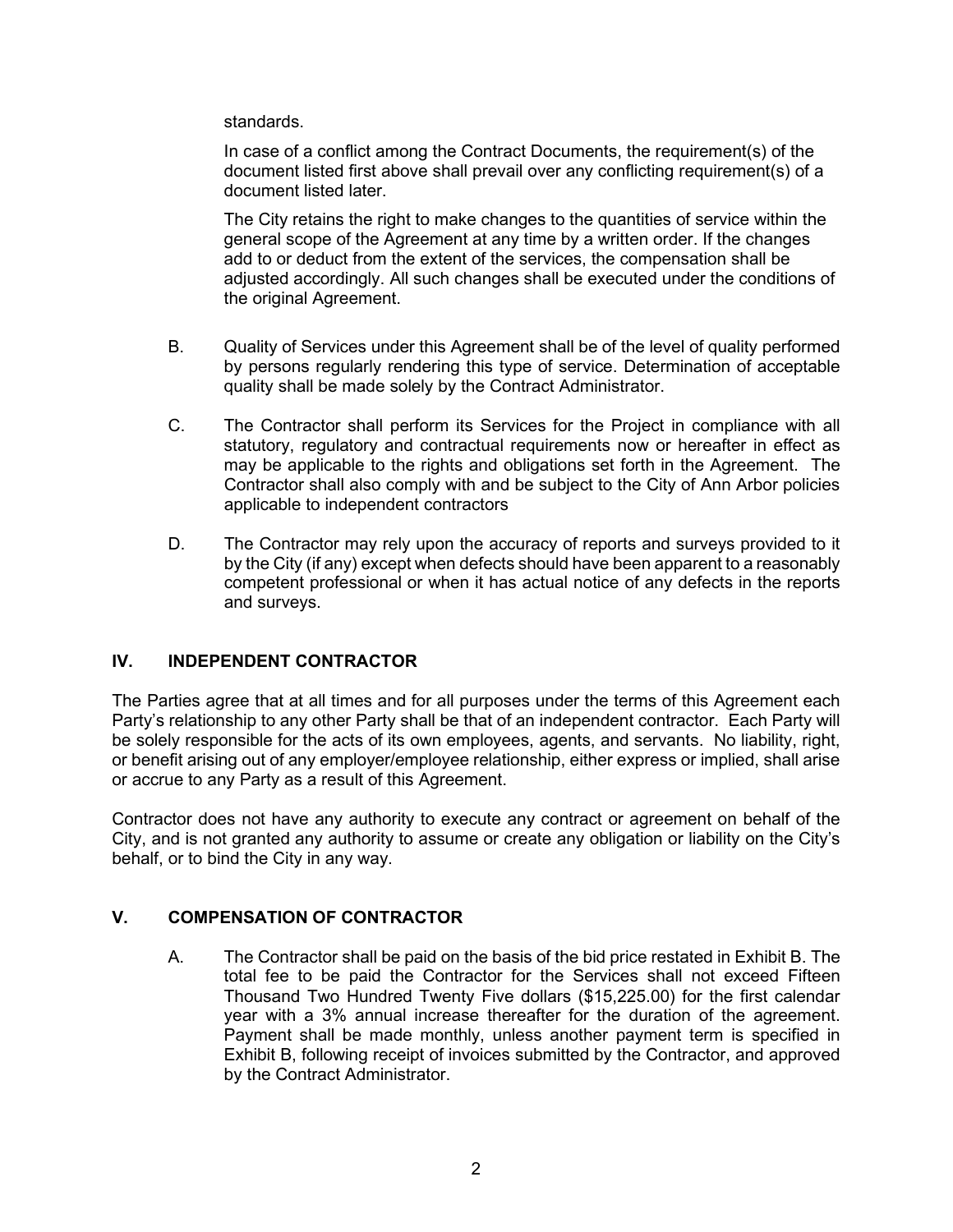standards.

In case of a conflict among the Contract Documents, the requirement(s) of the document listed first above shall prevail over any conflicting requirement(s) of a document listed later.

The City retains the right to make changes to the quantities of service within the general scope of the Agreement at any time by a written order. If the changes add to or deduct from the extent of the services, the compensation shall be adjusted accordingly. All such changes shall be executed under the conditions of the original Agreement.

B. Quality of Services under this Agreement shall be of the level of quality performed by persons regularly rendering this type of service. Determination of acceptable quality shall be made solely by the Contract Administrator.

C. The Contractor shall perform its Services for the Project in compliance with all statutory, regulatory and contractual requirements now or hereafter in effect as may be applicable to the rights and obligations set forth in the Agreement. The Contractor shall also comply with and be subject to the City of Ann Arbor policies applicable to independent contractors

D. The Contractor may rely upon the accuracy of reports and surveys provided to it by the City (if any) except when defects should have been apparent to a reasonably competent professional or when it has actual notice of any defects in the reports and surveys.

## IV. INDEPENDENT CONTRACTOR

The Parties agree that at all times and for all purposes under the terms of this Agreement each Party's relationship to any other Party shall be that of an independent contractor. Each Party will be solely responsible for the acts of its own employees, agents, and servants. No liability, right, or benefit arising out of any employer/employee relationship, either express or implied, shall arise or accrue to any Party as a result of this Agreement.

Contractor does not have any authority to execute any contract or agreement on behalf of the City, and is not granted any authority to assume or create any obligation or liability on the City's behalf, or to bind the City in any way.

## V. COMPENSATION OF CONTRACTOR

A. The Contractor shall be paid on the basis of the bid price restated in Exhibit B. The total fee to be paid the Contractor for the Services shall not exceed Fifteen Thousand Two Hundred Twenty Five dollars ($15,225.00) for the first calendar year with a 3% annual increase thereafter for the duration of the agreement. Payment shall be made monthly, unless another payment term is specified in Exhibit B, following receipt of invoices submitted by the Contractor, and approved by the Contract Administrator.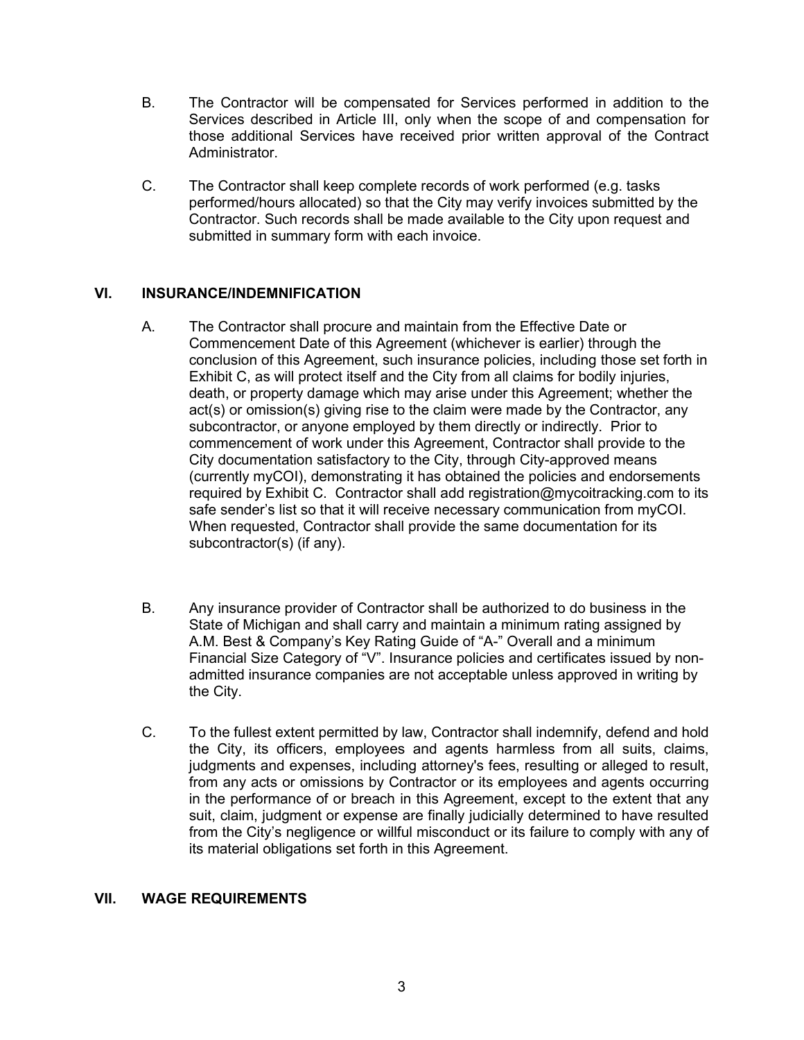B. The Contractor will be compensated for Services performed in addition to the Services described in Article III, only when the scope of and compensation for those additional Services have received prior written approval of the Contract Administrator.

C. The Contractor shall keep complete records of work performed (e.g. tasks performed/hours allocated) so that the City may verify invoices submitted by the Contractor. Such records shall be made available to the City upon request and submitted in summary form with each invoice.

## VI. INSURANCE/INDEMNIFICATION

A. The Contractor shall procure and maintain from the Effective Date or Commencement Date of this Agreement (whichever is earlier) through the conclusion of this Agreement, such insurance policies, including those set forth in Exhibit C, as will protect itself and the City from all claims for bodily injuries, death, or property damage which may arise under this Agreement; whether the act(s) or omission(s) giving rise to the claim were made by the Contractor, any subcontractor, or anyone employed by them directly or indirectly. Prior to commencement of work under this Agreement, Contractor shall provide to the City documentation satisfactory to the City, through City-approved means (currently myCOI), demonstrating it has obtained the policies and endorsements required by Exhibit C. Contractor shall add registration@mycoitracking.com to its safe sender's list so that it will receive necessary communication from myCOI. When requested, Contractor shall provide the same documentation for its subcontractor(s) (if any).

B. Any insurance provider of Contractor shall be authorized to do business in the State of Michigan and shall carry and maintain a minimum rating assigned by A.M. Best & Company's Key Rating Guide of "A-" Overall and a minimum Financial Size Category of "V". Insurance policies and certificates issued by non-admitted insurance companies are not acceptable unless approved in writing by the City.

C. To the fullest extent permitted by law, Contractor shall indemnify, defend and hold the City, its officers, employees and agents harmless from all suits, claims, judgments and expenses, including attorney's fees, resulting or alleged to result, from any acts or omissions by Contractor or its employees and agents occurring in the performance of or breach in this Agreement, except to the extent that any suit, claim, judgment or expense are finally judicially determined to have resulted from the City's negligence or willful misconduct or its failure to comply with any of its material obligations set forth in this Agreement.

## VII. WAGE REQUIREMENTS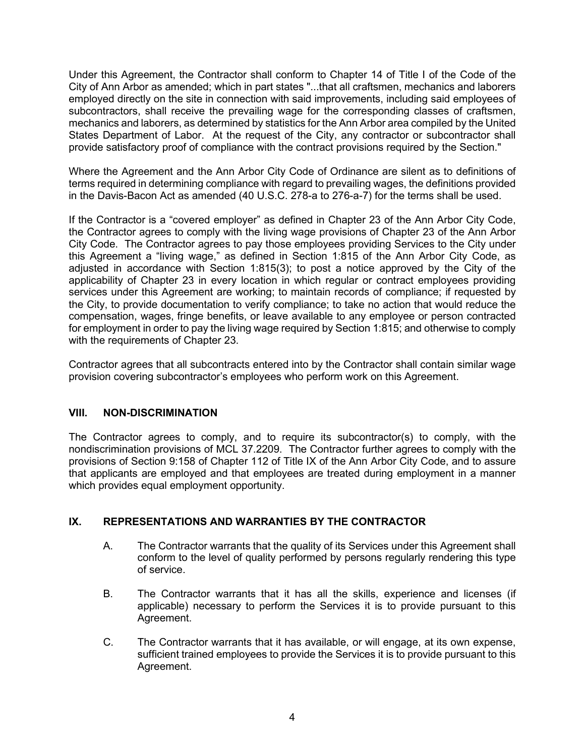Under this Agreement, the Contractor shall conform to Chapter 14 of Title I of the Code of the City of Ann Arbor as amended; which in part states "...that all craftsmen, mechanics and laborers employed directly on the site in connection with said improvements, including said employees of subcontractors, shall receive the prevailing wage for the corresponding classes of craftsmen, mechanics and laborers, as determined by statistics for the Ann Arbor area compiled by the United States Department of Labor. At the request of the City, any contractor or subcontractor shall provide satisfactory proof of compliance with the contract provisions required by the Section."

Where the Agreement and the Ann Arbor City Code of Ordinance are silent as to definitions of terms required in determining compliance with regard to prevailing wages, the definitions provided in the Davis-Bacon Act as amended (40 U.S.C. 278-a to 276-a-7) for the terms shall be used.

If the Contractor is a "covered employer" as defined in Chapter 23 of the Ann Arbor City Code, the Contractor agrees to comply with the living wage provisions of Chapter 23 of the Ann Arbor City Code. The Contractor agrees to pay those employees providing Services to the City under this Agreement a "living wage," as defined in Section 1:815 of the Ann Arbor City Code, as adjusted in accordance with Section 1:815(3); to post a notice approved by the City of the applicability of Chapter 23 in every location in which regular or contract employees providing services under this Agreement are working; to maintain records of compliance; if requested by the City, to provide documentation to verify compliance; to take no action that would reduce the compensation, wages, fringe benefits, or leave available to any employee or person contracted for employment in order to pay the living wage required by Section 1:815; and otherwise to comply with the requirements of Chapter 23.

Contractor agrees that all subcontracts entered into by the Contractor shall contain similar wage provision covering subcontractor's employees who perform work on this Agreement.

## VIII. NON-DISCRIMINATION

The Contractor agrees to comply, and to require its subcontractor(s) to comply, with the nondiscrimination provisions of MCL 37.2209. The Contractor further agrees to comply with the provisions of Section 9:158 of Chapter 112 of Title IX of the Ann Arbor City Code, and to assure that applicants are employed and that employees are treated during employment in a manner which provides equal employment opportunity.

## IX. REPRESENTATIONS AND WARRANTIES BY THE CONTRACTOR

A. The Contractor warrants that the quality of its Services under this Agreement shall conform to the level of quality performed by persons regularly rendering this type of service.

B. The Contractor warrants that it has all the skills, experience and licenses (if applicable) necessary to perform the Services it is to provide pursuant to this Agreement.

C. The Contractor warrants that it has available, or will engage, at its own expense, sufficient trained employees to provide the Services it is to provide pursuant to this Agreement.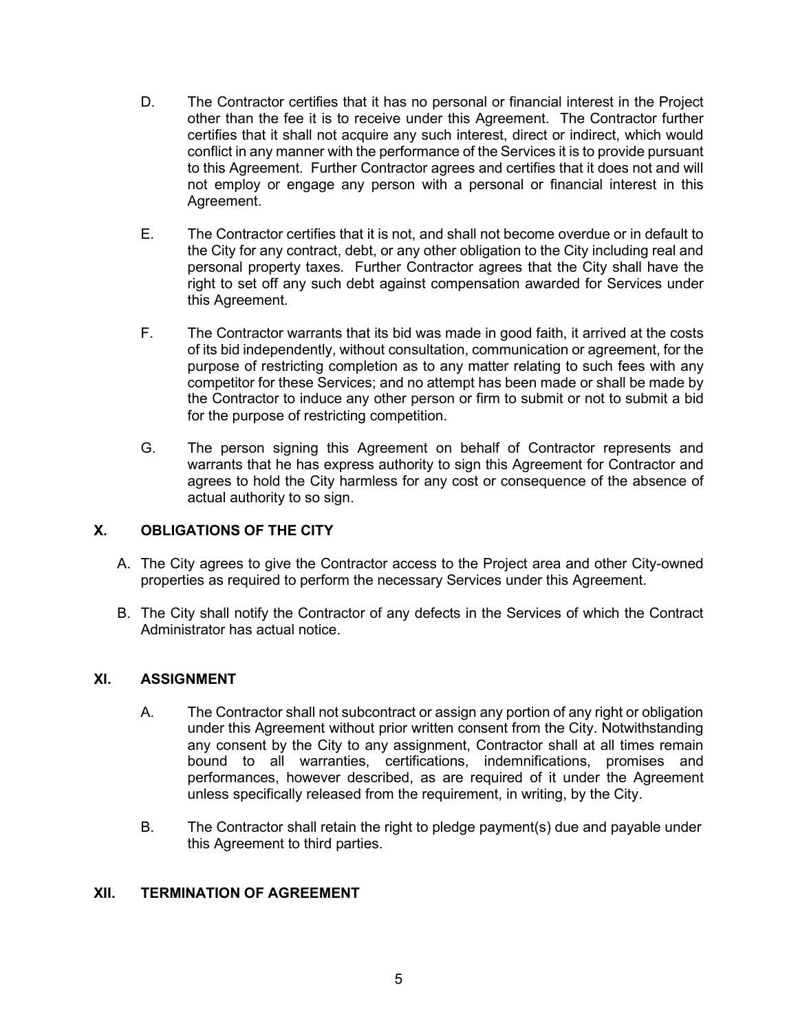D. The Contractor certifies that it has no personal or financial interest in the Project other than the fee it is to receive under this Agreement. The Contractor further certifies that it shall not acquire any such interest, direct or indirect, which would conflict in any manner with the performance of the Services it is to provide pursuant to this Agreement. Further Contractor agrees and certifies that it does not and will not employ or engage any person with a personal or financial interest in this Agreement.

E. The Contractor certifies that it is not, and shall not become overdue or in default to the City for any contract, debt, or any other obligation to the City including real and personal property taxes. Further Contractor agrees that the City shall have the right to set off any such debt against compensation awarded for Services under this Agreement.

F. The Contractor warrants that its bid was made in good faith, it arrived at the costs of its bid independently, without consultation, communication or agreement, for the purpose of restricting completion as to any matter relating to such fees with any competitor for these Services; and no attempt has been made or shall be made by the Contractor to induce any other person or firm to submit or not to submit a bid for the purpose of restricting competition.

G. The person signing this Agreement on behalf of Contractor represents and warrants that he has express authority to sign this Agreement for Contractor and agrees to hold the City harmless for any cost or consequence of the absence of actual authority to so sign.

## X. OBLIGATIONS OF THE CITY

A. The City agrees to give the Contractor access to the Project area and other City-owned properties as required to perform the necessary Services under this Agreement.

B. The City shall notify the Contractor of any defects in the Services of which the Contract Administrator has actual notice.

## XI. ASSIGNMENT

A. The Contractor shall not subcontract or assign any portion of any right or obligation under this Agreement without prior written consent from the City. Notwithstanding any consent by the City to any assignment, Contractor shall at all times remain bound to all warranties, certifications, indemnifications, promises and performances, however described, as are required of it under the Agreement unless specifically released from the requirement, in writing, by the City.

B. The Contractor shall retain the right to pledge payment(s) due and payable under this Agreement to third parties.

## XII. TERMINATION OF AGREEMENT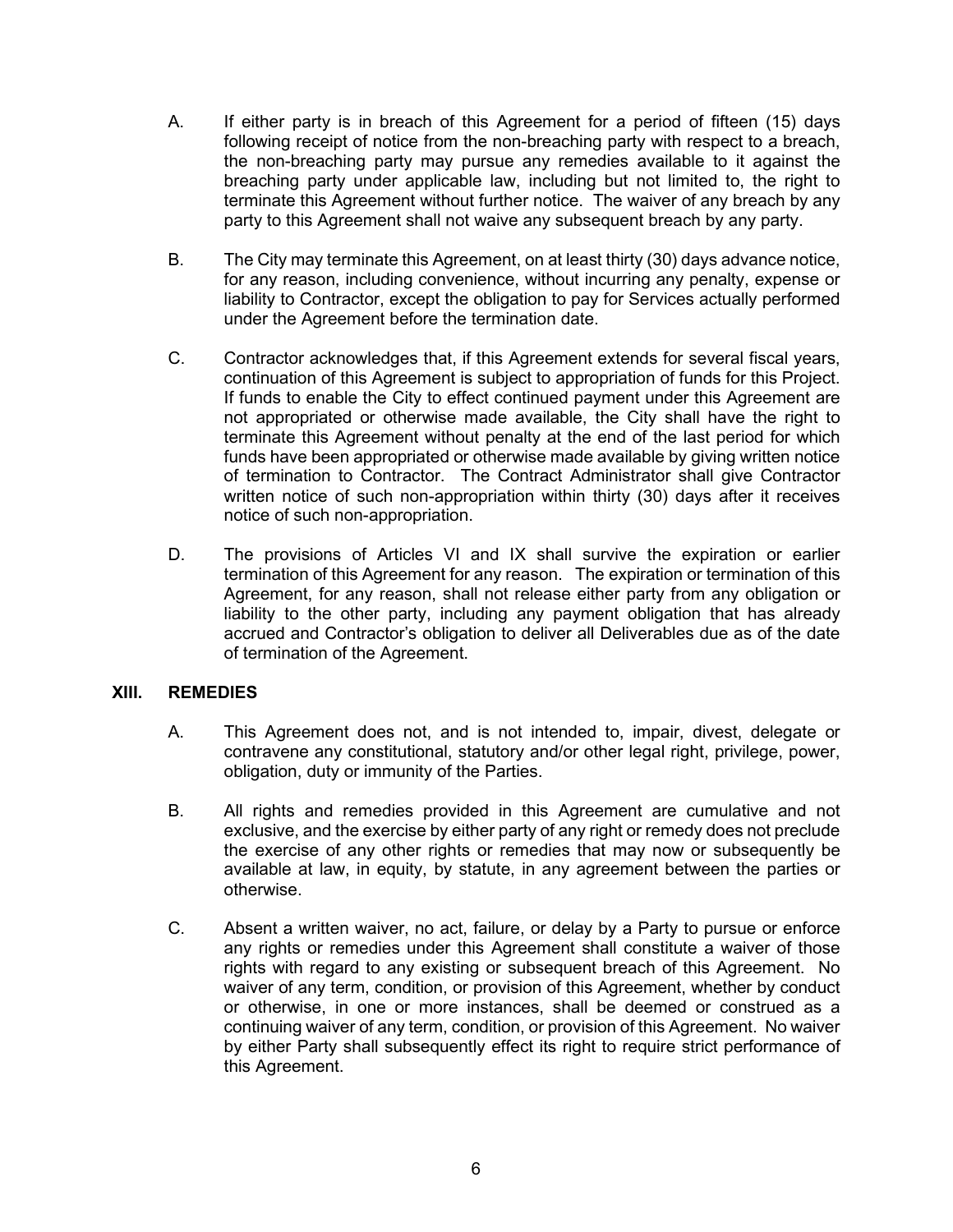A. If either party is in breach of this Agreement for a period of fifteen (15) days following receipt of notice from the non-breaching party with respect to a breach, the non-breaching party may pursue any remedies available to it against the breaching party under applicable law, including but not limited to, the right to terminate this Agreement without further notice. The waiver of any breach by any party to this Agreement shall not waive any subsequent breach by any party.

B. The City may terminate this Agreement, on at least thirty (30) days advance notice, for any reason, including convenience, without incurring any penalty, expense or liability to Contractor, except the obligation to pay for Services actually performed under the Agreement before the termination date.

C. Contractor acknowledges that, if this Agreement extends for several fiscal years, continuation of this Agreement is subject to appropriation of funds for this Project. If funds to enable the City to effect continued payment under this Agreement are not appropriated or otherwise made available, the City shall have the right to terminate this Agreement without penalty at the end of the last period for which funds have been appropriated or otherwise made available by giving written notice of termination to Contractor. The Contract Administrator shall give Contractor written notice of such non-appropriation within thirty (30) days after it receives notice of such non-appropriation.

D. The provisions of Articles VI and IX shall survive the expiration or earlier termination of this Agreement for any reason. The expiration or termination of this Agreement, for any reason, shall not release either party from any obligation or liability to the other party, including any payment obligation that has already accrued and Contractor's obligation to deliver all Deliverables due as of the date of termination of the Agreement.

## XIII. REMEDIES

A. This Agreement does not, and is not intended to, impair, divest, delegate or contravene any constitutional, statutory and/or other legal right, privilege, power, obligation, duty or immunity of the Parties.

B. All rights and remedies provided in this Agreement are cumulative and not exclusive, and the exercise by either party of any right or remedy does not preclude the exercise of any other rights or remedies that may now or subsequently be available at law, in equity, by statute, in any agreement between the parties or otherwise.

C. Absent a written waiver, no act, failure, or delay by a Party to pursue or enforce any rights or remedies under this Agreement shall constitute a waiver of those rights with regard to any existing or subsequent breach of this Agreement. No waiver of any term, condition, or provision of this Agreement, whether by conduct or otherwise, in one or more instances, shall be deemed or construed as a continuing waiver of any term, condition, or provision of this Agreement. No waiver by either Party shall subsequently effect its right to require strict performance of this Agreement.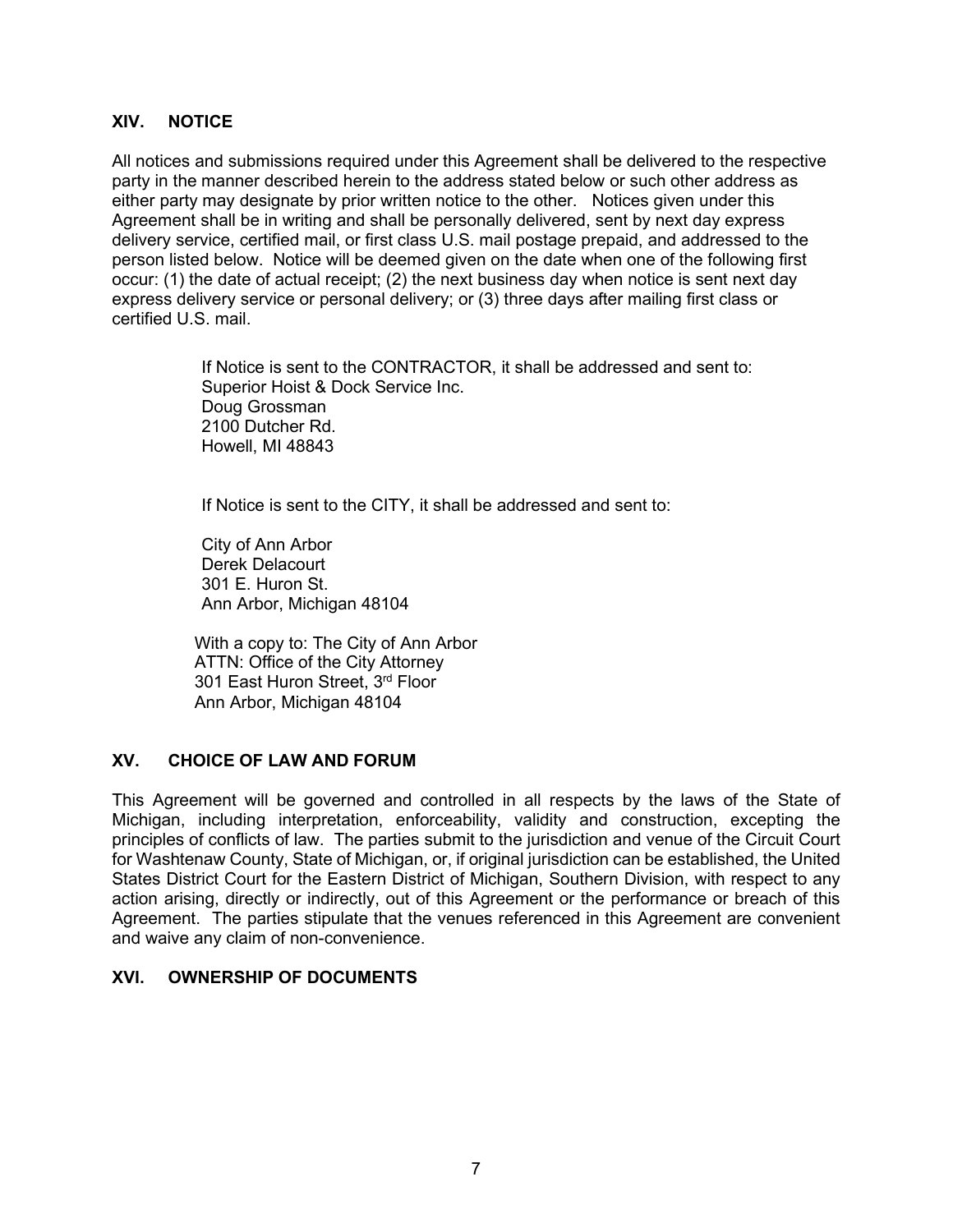## XIV. NOTICE

All notices and submissions required under this Agreement shall be delivered to the respective party in the manner described herein to the address stated below or such other address as either party may designate by prior written notice to the other. Notices given under this Agreement shall be in writing and shall be personally delivered, sent by next day express delivery service, certified mail, or first class U.S. mail postage prepaid, and addressed to the person listed below. Notice will be deemed given on the date when one of the following first occur: (1) the date of actual receipt; (2) the next business day when notice is sent next day express delivery service or personal delivery; or (3) three days after mailing first class or certified U.S. mail.

If Notice is sent to the CONTRACTOR, it shall be addressed and sent to:
Superior Hoist & Dock Service Inc.
Doug Grossman
2100 Dutcher Rd.
Howell, MI 48843

If Notice is sent to the CITY, it shall be addressed and sent to:

City of Ann Arbor
Derek Delacourt
301 E. Huron St.
Ann Arbor, Michigan 48104

With a copy to: The City of Ann Arbor
ATTN: Office of the City Attorney
301 East Huron Street, 3rd Floor
Ann Arbor, Michigan 48104

## XV. CHOICE OF LAW AND FORUM

This Agreement will be governed and controlled in all respects by the laws of the State of Michigan, including interpretation, enforceability, validity and construction, excepting the principles of conflicts of law. The parties submit to the jurisdiction and venue of the Circuit Court for Washtenaw County, State of Michigan, or, if original jurisdiction can be established, the United States District Court for the Eastern District of Michigan, Southern Division, with respect to any action arising, directly or indirectly, out of this Agreement or the performance or breach of this Agreement. The parties stipulate that the venues referenced in this Agreement are convenient and waive any claim of non-convenience.

## XVI. OWNERSHIP OF DOCUMENTS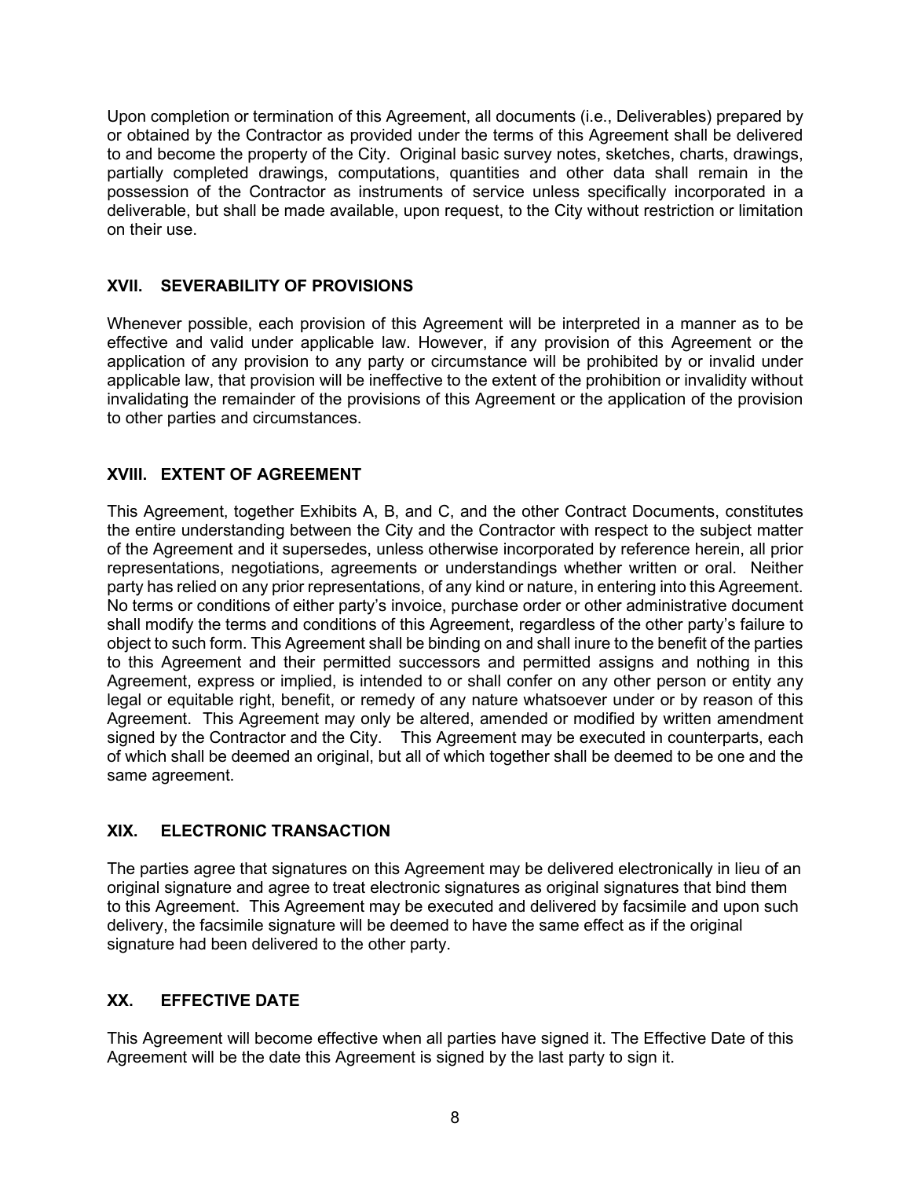Upon completion or termination of this Agreement, all documents (i.e., Deliverables) prepared by or obtained by the Contractor as provided under the terms of this Agreement shall be delivered to and become the property of the City. Original basic survey notes, sketches, charts, drawings, partially completed drawings, computations, quantities and other data shall remain in the possession of the Contractor as instruments of service unless specifically incorporated in a deliverable, but shall be made available, upon request, to the City without restriction or limitation on their use.

## XVII. SEVERABILITY OF PROVISIONS

Whenever possible, each provision of this Agreement will be interpreted in a manner as to be effective and valid under applicable law. However, if any provision of this Agreement or the application of any provision to any party or circumstance will be prohibited by or invalid under applicable law, that provision will be ineffective to the extent of the prohibition or invalidity without invalidating the remainder of the provisions of this Agreement or the application of the provision to other parties and circumstances.

## XVIII. EXTENT OF AGREEMENT

This Agreement, together Exhibits A, B, and C, and the other Contract Documents, constitutes the entire understanding between the City and the Contractor with respect to the subject matter of the Agreement and it supersedes, unless otherwise incorporated by reference herein, all prior representations, negotiations, agreements or understandings whether written or oral. Neither party has relied on any prior representations, of any kind or nature, in entering into this Agreement. No terms or conditions of either party's invoice, purchase order or other administrative document shall modify the terms and conditions of this Agreement, regardless of the other party's failure to object to such form. This Agreement shall be binding on and shall inure to the benefit of the parties to this Agreement and their permitted successors and permitted assigns and nothing in this Agreement, express or implied, is intended to or shall confer on any other person or entity any legal or equitable right, benefit, or remedy of any nature whatsoever under or by reason of this Agreement. This Agreement may only be altered, amended or modified by written amendment signed by the Contractor and the City. This Agreement may be executed in counterparts, each of which shall be deemed an original, but all of which together shall be deemed to be one and the same agreement.

## XIX. ELECTRONIC TRANSACTION

The parties agree that signatures on this Agreement may be delivered electronically in lieu of an original signature and agree to treat electronic signatures as original signatures that bind them to this Agreement. This Agreement may be executed and delivered by facsimile and upon such delivery, the facsimile signature will be deemed to have the same effect as if the original signature had been delivered to the other party.

## XX. EFFECTIVE DATE

This Agreement will become effective when all parties have signed it. The Effective Date of this Agreement will be the date this Agreement is signed by the last party to sign it.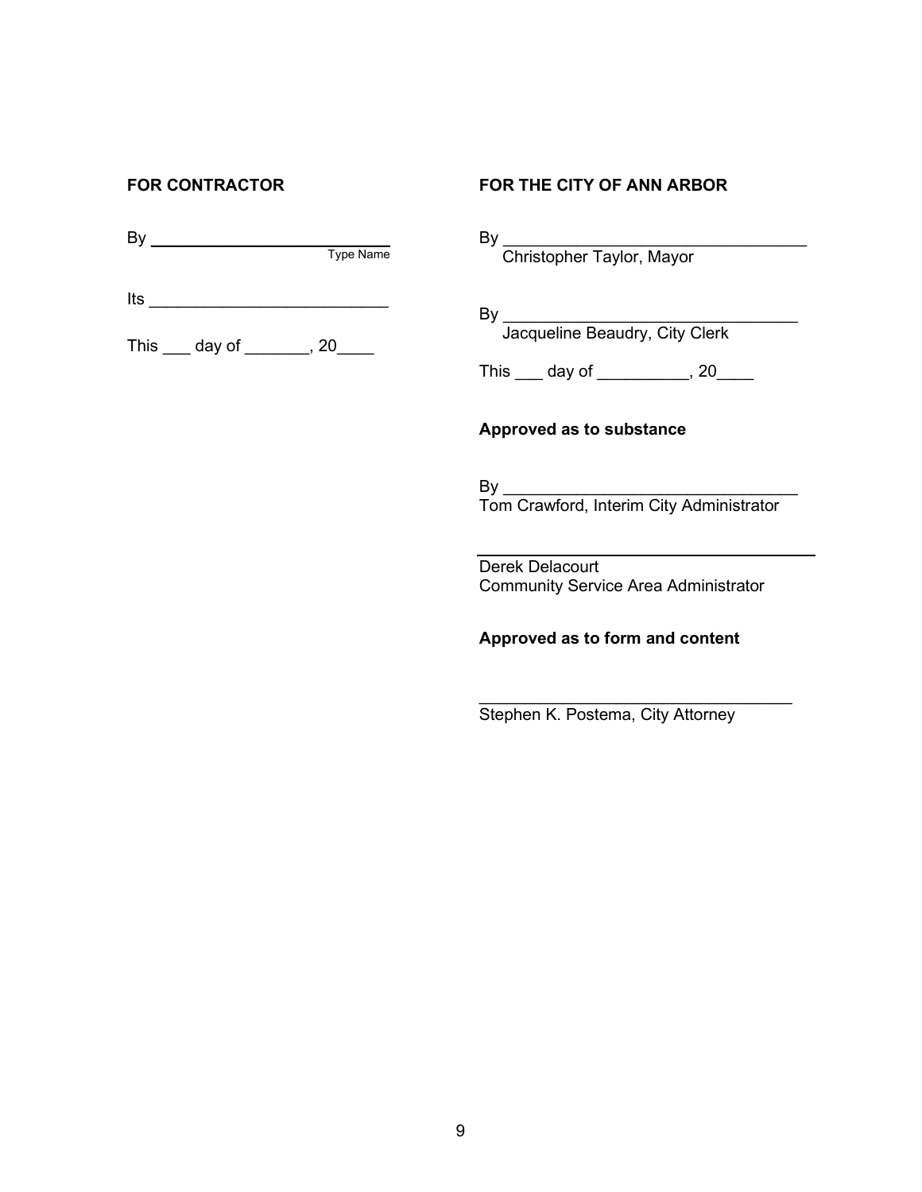**FOR CONTRACTOR**

By ___________________________
Type Name

Its ___________________________

This ___ day of _______, 20____

**FOR THE CITY OF ANN ARBOR**

By ___________________________________
Christopher Taylor, Mayor

By ___________________________________
Jacqueline Beaudry, City Clerk

This ___ day of __________, 20____

**Approved as to substance**

By _________________________________
Tom Crawford, Interim City Administrator

_____________________________________
Derek Delacourt
Community Service Area Administrator

**Approved as to form and content**

___________________________________
Stephen K. Postema, City Attorney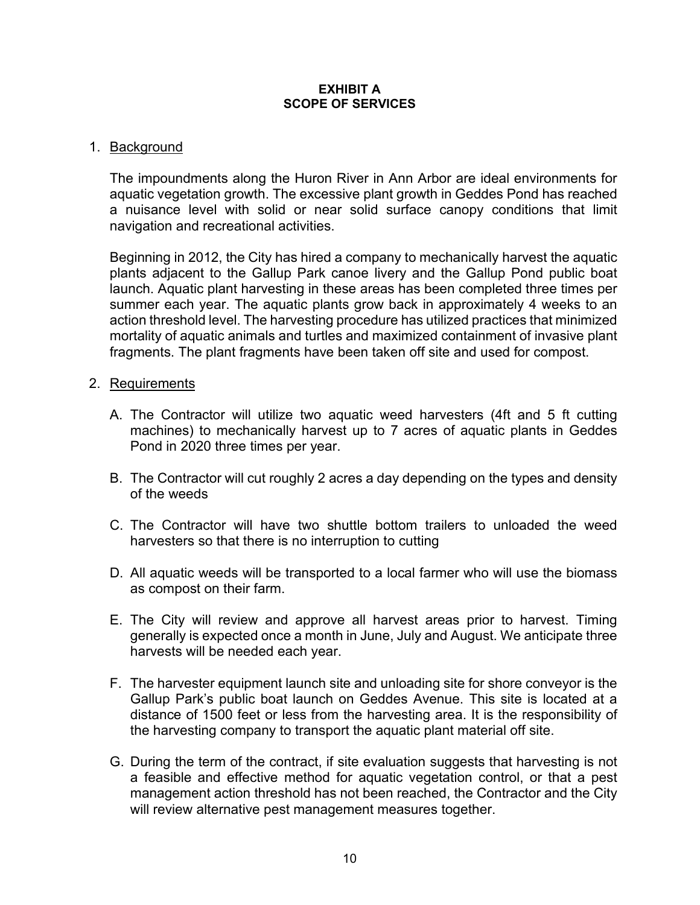# EXHIBIT A
# SCOPE OF SERVICES

1. <u>Background</u>

   The impoundments along the Huron River in Ann Arbor are ideal environments for aquatic vegetation growth. The excessive plant growth in Geddes Pond has reached a nuisance level with solid or near solid surface canopy conditions that limit navigation and recreational activities.

   Beginning in 2012, the City has hired a company to mechanically harvest the aquatic plants adjacent to the Gallup Park canoe livery and the Gallup Pond public boat launch. Aquatic plant harvesting in these areas has been completed three times per summer each year. The aquatic plants grow back in approximately 4 weeks to an action threshold level. The harvesting procedure has utilized practices that minimized mortality of aquatic animals and turtles and maximized containment of invasive plant fragments. The plant fragments have been taken off site and used for compost.

2. <u>Requirements</u>

   A. The Contractor will utilize two aquatic weed harvesters (4ft and 5 ft cutting machines) to mechanically harvest up to 7 acres of aquatic plants in Geddes Pond in 2020 three times per year.

   B. The Contractor will cut roughly 2 acres a day depending on the types and density of the weeds

   C. The Contractor will have two shuttle bottom trailers to unloaded the weed harvesters so that there is no interruption to cutting

   D. All aquatic weeds will be transported to a local farmer who will use the biomass as compost on their farm.

   E. The City will review and approve all harvest areas prior to harvest. Timing generally is expected once a month in June, July and August. We anticipate three harvests will be needed each year.

   F. The harvester equipment launch site and unloading site for shore conveyor is the Gallup Park's public boat launch on Geddes Avenue. This site is located at a distance of 1500 feet or less from the harvesting area. It is the responsibility of the harvesting company to transport the aquatic plant material off site.

   G. During the term of the contract, if site evaluation suggests that harvesting is not a feasible and effective method for aquatic vegetation control, or that a pest management action threshold has not been reached, the Contractor and the City will review alternative pest management measures together.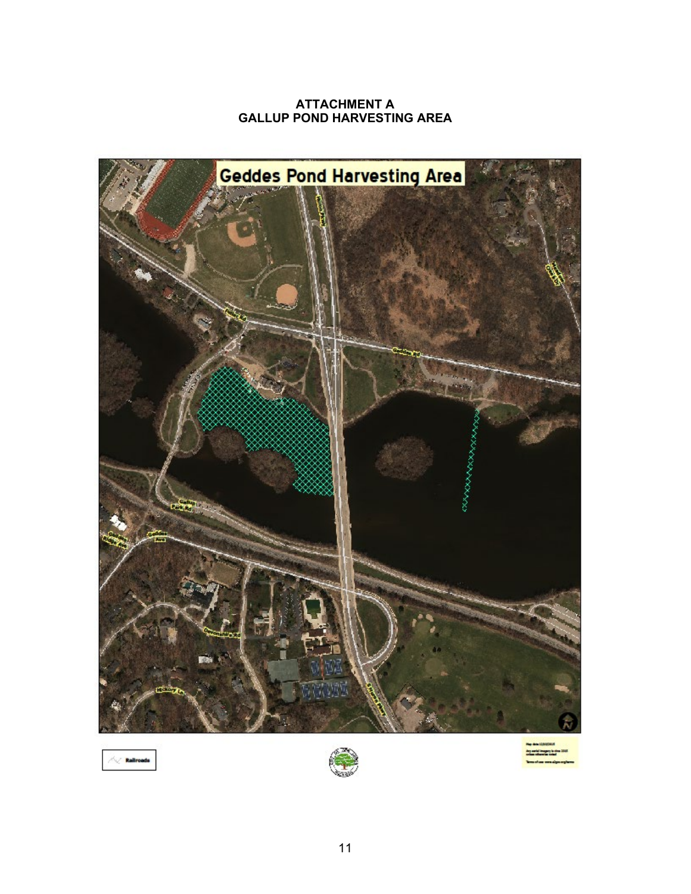**ATTACHMENT A**
**GALLUP POND HARVESTING AREA**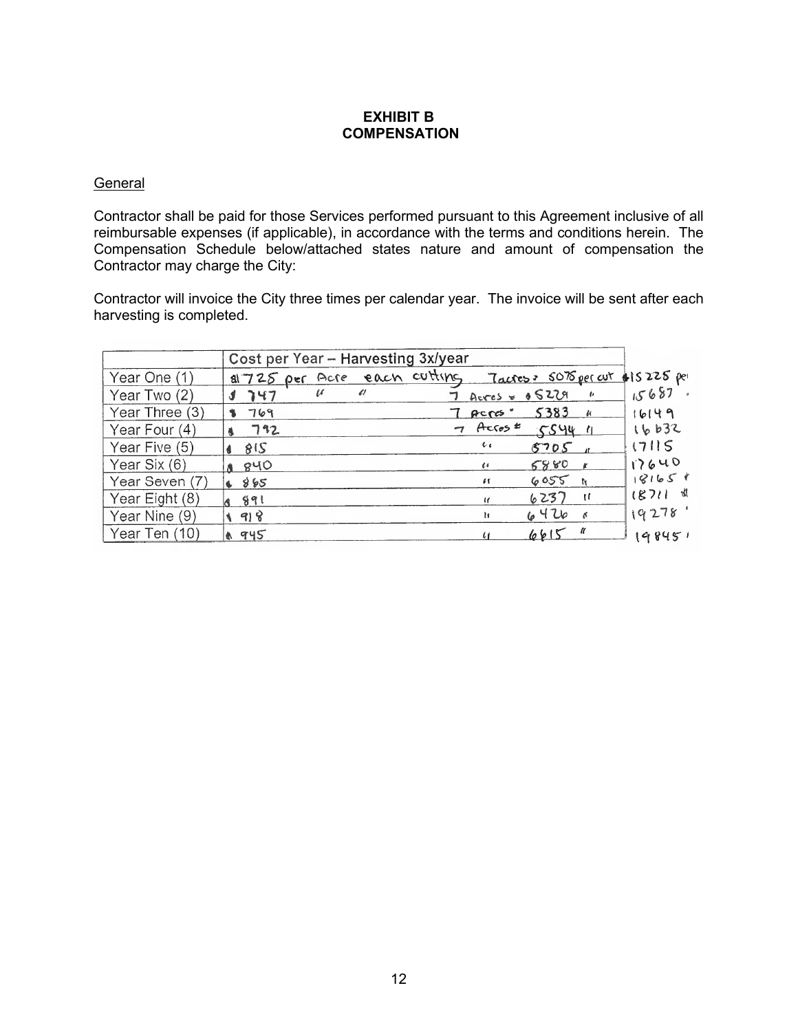**EXHIBIT B**
**COMPENSATION**

General

Contractor shall be paid for those Services performed pursuant to this Agreement inclusive of all reimbursable expenses (if applicable), in accordance with the terms and conditions herein. The Compensation Schedule below/attached states nature and amount of compensation the Contractor may charge the City:

Contractor will invoice the City three times per calendar year. The invoice will be sent after each harvesting is completed.

| | Cost per Year – Harvesting 3x/year | |
|---|---|---|
| Year One (1) | $725 per Acre each cutting 7 acres = 5075 per cut | $15225 per |
| Year Two (2) | $747 " " 7 Acres = $5229 " | 15687 " |
| Year Three (3) | $769 7 Acres = 5383 " | 16149 |
| Year Four (4) | $792 7 Acres = 5544 " | 16632 |
| Year Five (5) | $815 " 5705 " | 17115 |
| Year Six (6) | $840 " 5880 " | 17640 |
| Year Seven (7) | $865 " 6055 " | 18165 " |
| Year Eight (8) | $891 " 6237 " | 18711 " |
| Year Nine (9) | $918 " 6426 " | 19278 " |
| Year Ten (10) | $945 " 6615 " | 19845 " |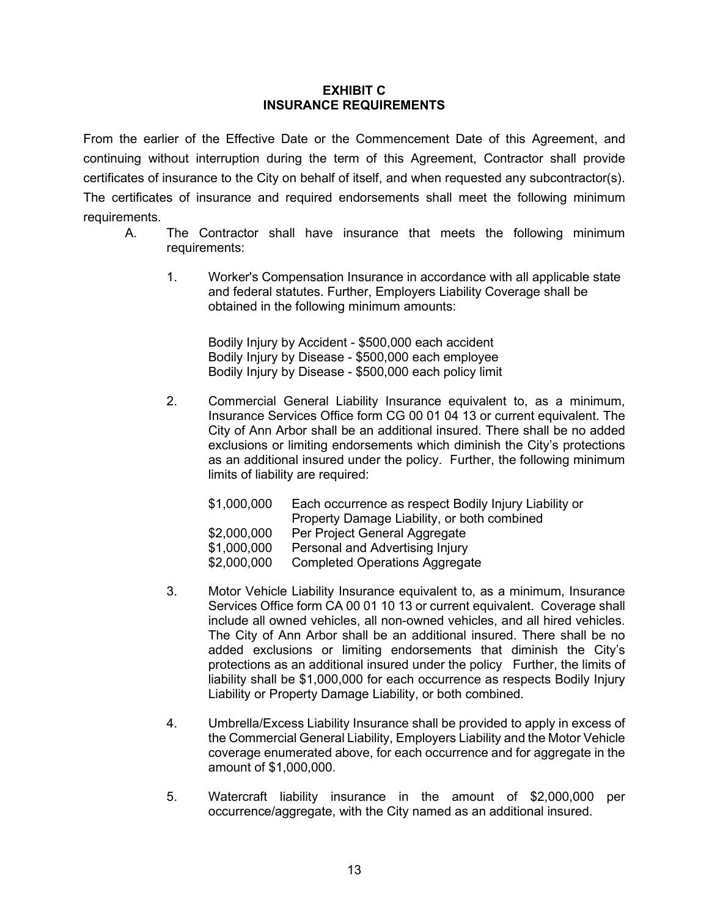# EXHIBIT C
## INSURANCE REQUIREMENTS

From the earlier of the Effective Date or the Commencement Date of this Agreement, and continuing without interruption during the term of this Agreement, Contractor shall provide certificates of insurance to the City on behalf of itself, and when requested any subcontractor(s). The certificates of insurance and required endorsements shall meet the following minimum requirements.

A. The Contractor shall have insurance that meets the following minimum requirements:

1. Worker's Compensation Insurance in accordance with all applicable state and federal statutes. Further, Employers Liability Coverage shall be obtained in the following minimum amounts:

   Bodily Injury by Accident - $500,000 each accident
   Bodily Injury by Disease - $500,000 each employee
   Bodily Injury by Disease - $500,000 each policy limit

2. Commercial General Liability Insurance equivalent to, as a minimum, Insurance Services Office form CG 00 01 04 13 or current equivalent. The City of Ann Arbor shall be an additional insured. There shall be no added exclusions or limiting endorsements which diminish the City's protections as an additional insured under the policy. Further, the following minimum limits of liability are required:

   | | |
   |---|---|
   | $1,000,000 | Each occurrence as respect Bodily Injury Liability or Property Damage Liability, or both combined |
   | $2,000,000 | Per Project General Aggregate |
   | $1,000,000 | Personal and Advertising Injury |
   | $2,000,000 | Completed Operations Aggregate |

3. Motor Vehicle Liability Insurance equivalent to, as a minimum, Insurance Services Office form CA 00 01 10 13 or current equivalent. Coverage shall include all owned vehicles, all non-owned vehicles, and all hired vehicles. The City of Ann Arbor shall be an additional insured. There shall be no added exclusions or limiting endorsements that diminish the City's protections as an additional insured under the policy Further, the limits of liability shall be $1,000,000 for each occurrence as respects Bodily Injury Liability or Property Damage Liability, or both combined.

4. Umbrella/Excess Liability Insurance shall be provided to apply in excess of the Commercial General Liability, Employers Liability and the Motor Vehicle coverage enumerated above, for each occurrence and for aggregate in the amount of $1,000,000.

5. Watercraft liability insurance in the amount of $2,000,000 per occurrence/aggregate, with the City named as an additional insured.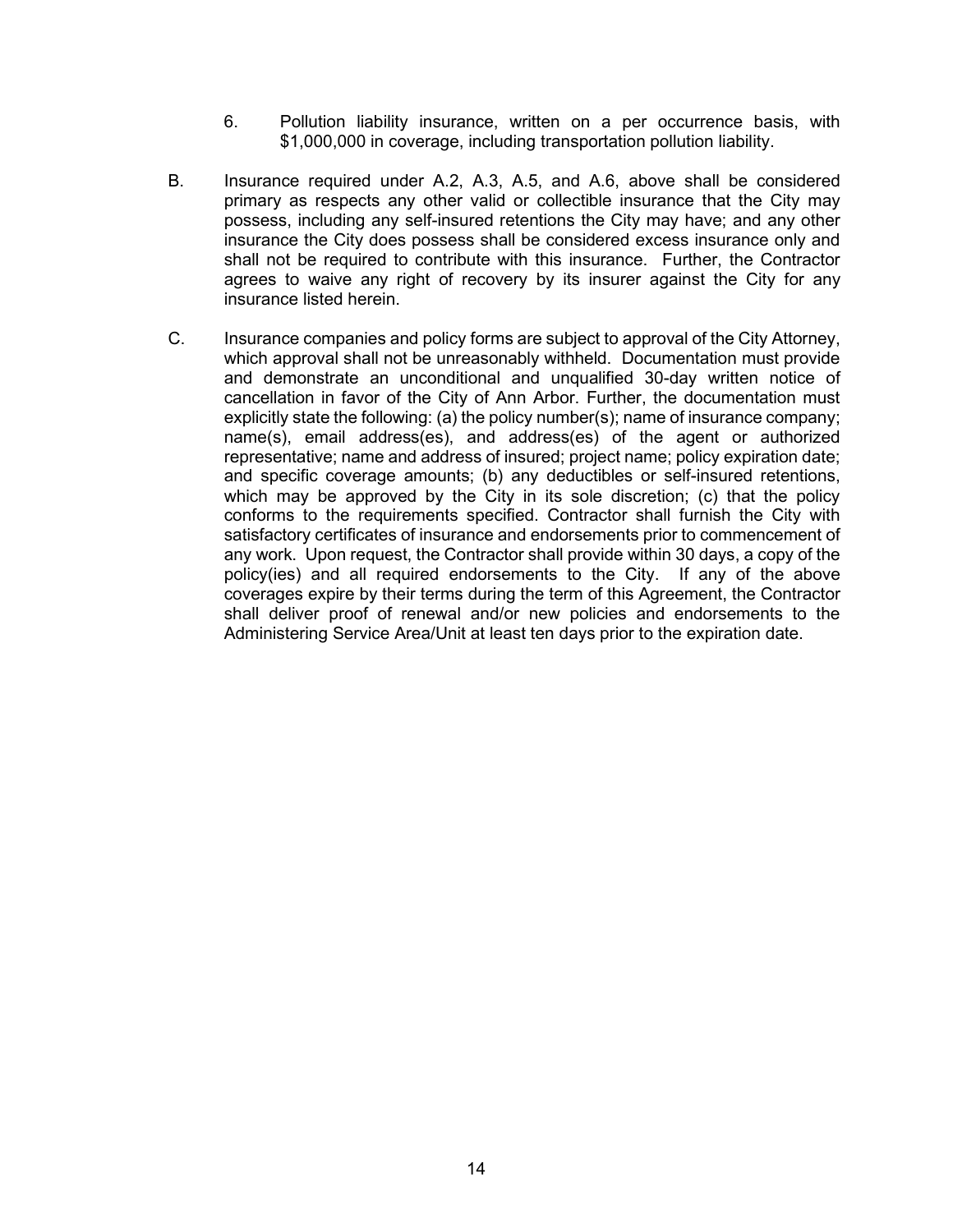6. Pollution liability insurance, written on a per occurrence basis, with $1,000,000 in coverage, including transportation pollution liability.

B. Insurance required under A.2, A.3, A.5, and A.6, above shall be considered primary as respects any other valid or collectible insurance that the City may possess, including any self-insured retentions the City may have; and any other insurance the City does possess shall be considered excess insurance only and shall not be required to contribute with this insurance. Further, the Contractor agrees to waive any right of recovery by its insurer against the City for any insurance listed herein.

C. Insurance companies and policy forms are subject to approval of the City Attorney, which approval shall not be unreasonably withheld. Documentation must provide and demonstrate an unconditional and unqualified 30-day written notice of cancellation in favor of the City of Ann Arbor. Further, the documentation must explicitly state the following: (a) the policy number(s); name of insurance company; name(s), email address(es), and address(es) of the agent or authorized representative; name and address of insured; project name; policy expiration date; and specific coverage amounts; (b) any deductibles or self-insured retentions, which may be approved by the City in its sole discretion; (c) that the policy conforms to the requirements specified. Contractor shall furnish the City with satisfactory certificates of insurance and endorsements prior to commencement of any work. Upon request, the Contractor shall provide within 30 days, a copy of the policy(ies) and all required endorsements to the City. If any of the above coverages expire by their terms during the term of this Agreement, the Contractor shall deliver proof of renewal and/or new policies and endorsements to the Administering Service Area/Unit at least ten days prior to the expiration date.